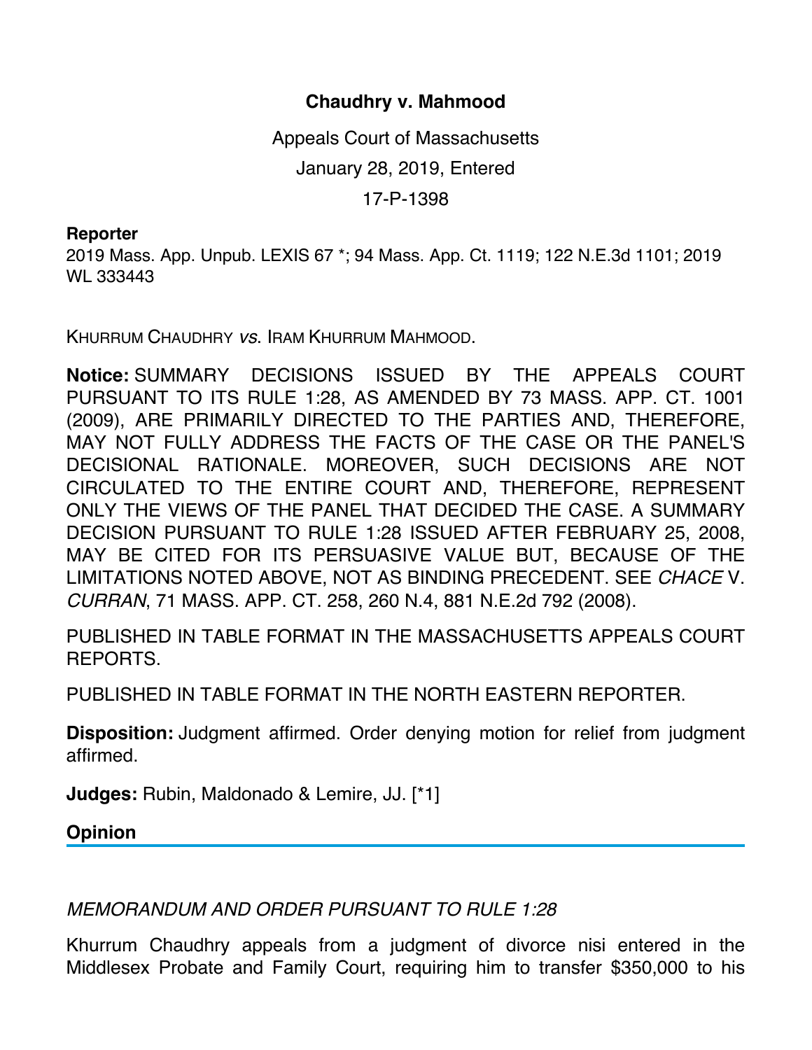# Chaudhry v. Mahmood

Appeals Court of Massachusetts

January 28, 2019, Entered

17-P-1398

**Reporter**

2019 Mass. App. Unpub. LEXIS 67 *; 94 Mass. App. Ct. 1119; 122 N.E.3d 1101; 2019 WL 333443

KHURRUM CHAUDHRY *vs.* IRAM KHURRUM MAHMOOD.

**Notice:** SUMMARY DECISIONS ISSUED BY THE APPEALS COURT PURSUANT TO ITS RULE 1:28, AS AMENDED BY 73 MASS. APP. CT. 1001 (2009), ARE PRIMARILY DIRECTED TO THE PARTIES AND, THEREFORE, MAY NOT FULLY ADDRESS THE FACTS OF THE CASE OR THE PANEL'S DECISIONAL RATIONALE. MOREOVER, SUCH DECISIONS ARE NOT CIRCULATED TO THE ENTIRE COURT AND, THEREFORE, REPRESENT ONLY THE VIEWS OF THE PANEL THAT DECIDED THE CASE. A SUMMARY DECISION PURSUANT TO RULE 1:28 ISSUED AFTER FEBRUARY 25, 2008, MAY BE CITED FOR ITS PERSUASIVE VALUE BUT, BECAUSE OF THE LIMITATIONS NOTED ABOVE, NOT AS BINDING PRECEDENT. SEE *CHACE* V. *CURRAN*, 71 MASS. APP. CT. 258, 260 N.4, 881 N.E.2d 792 (2008).

PUBLISHED IN TABLE FORMAT IN THE MASSACHUSETTS APPEALS COURT REPORTS.

PUBLISHED IN TABLE FORMAT IN THE NORTH EASTERN REPORTER.

**Disposition:** Judgment affirmed. Order denying motion for relief from judgment affirmed.

**Judges:** Rubin, Maldonado & Lemire, JJ. [*1]

## Opinion

*MEMORANDUM AND ORDER PURSUANT TO RULE 1:28*

Khurrum Chaudhry appeals from a judgment of divorce nisi entered in the Middlesex Probate and Family Court, requiring him to transfer $350,000 to his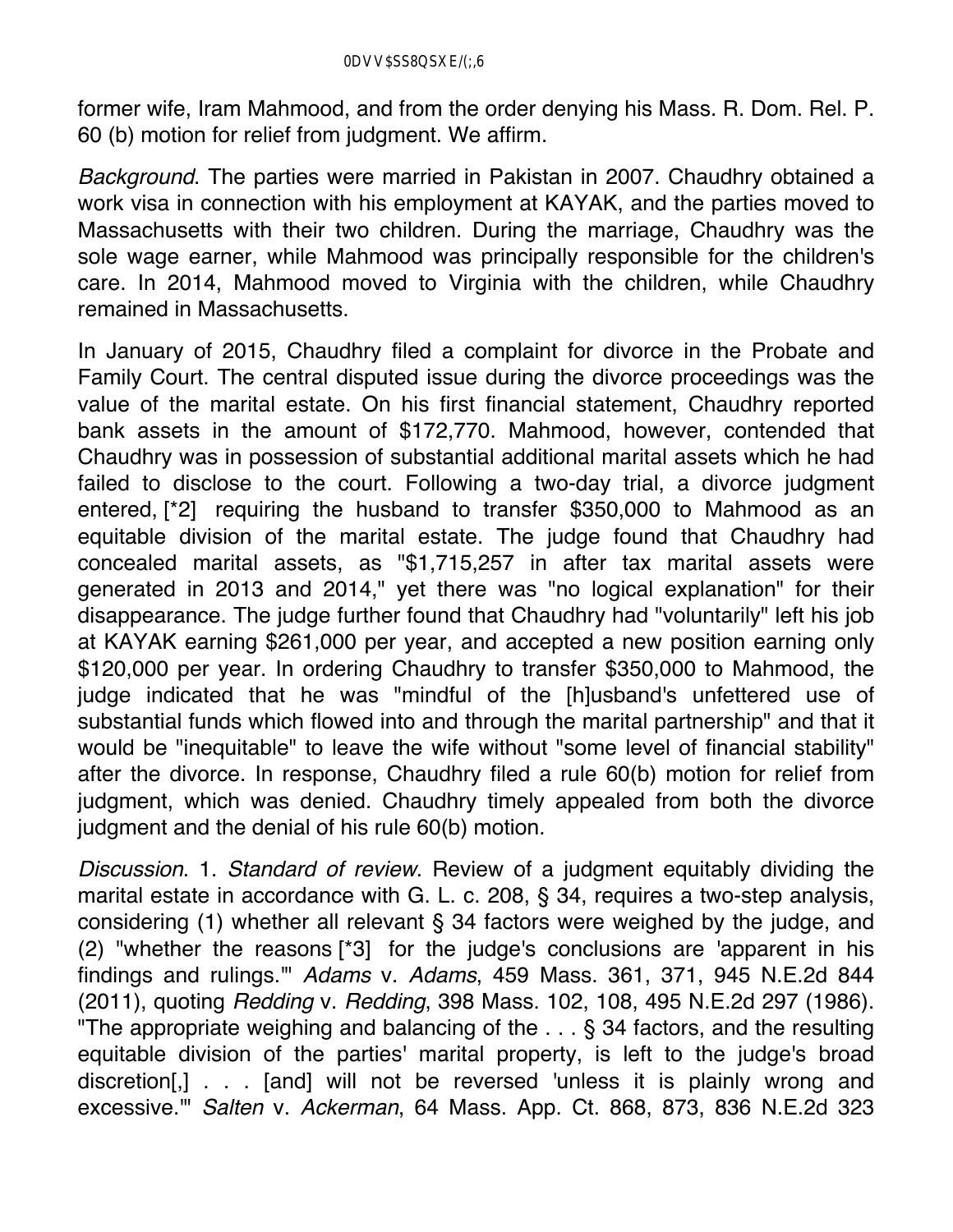former wife, Iram Mahmood, and from the order denying his Mass. R. Dom. Rel. P. 60 (b) motion for relief from judgment. We affirm.

*Background*. The parties were married in Pakistan in 2007. Chaudhry obtained a work visa in connection with his employment at KAYAK, and the parties moved to Massachusetts with their two children. During the marriage, Chaudhry was the sole wage earner, while Mahmood was principally responsible for the children's care. In 2014, Mahmood moved to Virginia with the children, while Chaudhry remained in Massachusetts.

In January of 2015, Chaudhry filed a complaint for divorce in the Probate and Family Court. The central disputed issue during the divorce proceedings was the value of the marital estate. On his first financial statement, Chaudhry reported bank assets in the amount of $172,770. Mahmood, however, contended that Chaudhry was in possession of substantial additional marital assets which he had failed to disclose to the court. Following a two-day trial, a divorce judgment entered, [*2] requiring the husband to transfer $350,000 to Mahmood as an equitable division of the marital estate. The judge found that Chaudhry had concealed marital assets, as "$1,715,257 in after tax marital assets were generated in 2013 and 2014," yet there was "no logical explanation" for their disappearance. The judge further found that Chaudhry had "voluntarily" left his job at KAYAK earning $261,000 per year, and accepted a new position earning only $120,000 per year. In ordering Chaudhry to transfer $350,000 to Mahmood, the judge indicated that he was "mindful of the [h]usband's unfettered use of substantial funds which flowed into and through the marital partnership" and that it would be "inequitable" to leave the wife without "some level of financial stability" after the divorce. In response, Chaudhry filed a rule 60(b) motion for relief from judgment, which was denied. Chaudhry timely appealed from both the divorce judgment and the denial of his rule 60(b) motion.

*Discussion*. 1. *Standard of review*. Review of a judgment equitably dividing the marital estate in accordance with G. L. c. 208, § 34, requires a two-step analysis, considering (1) whether all relevant § 34 factors were weighed by the judge, and (2) "whether the reasons [*3] for the judge's conclusions are 'apparent in his findings and rulings.'" *Adams* v. *Adams*, 459 Mass. 361, 371, 945 N.E.2d 844 (2011), quoting *Redding* v. *Redding*, 398 Mass. 102, 108, 495 N.E.2d 297 (1986). "The appropriate weighing and balancing of the . . . § 34 factors, and the resulting equitable division of the parties' marital property, is left to the judge's broad discretion[,] . . . [and] will not be reversed 'unless it is plainly wrong and excessive.'" *Salten* v. *Ackerman*, 64 Mass. App. Ct. 868, 873, 836 N.E.2d 323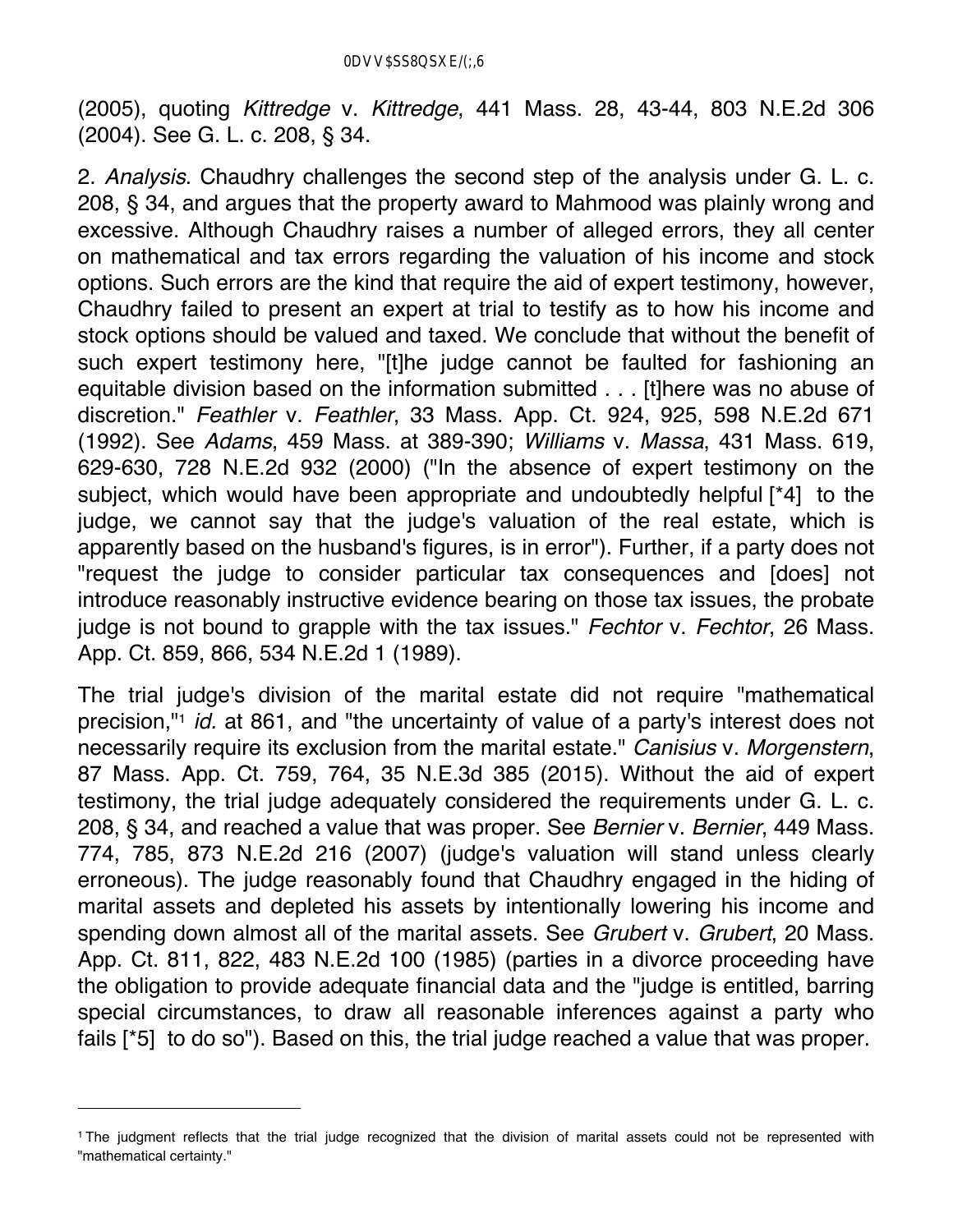(2005), quoting *Kittredge* v. *Kittredge*, 441 Mass. 28, 43-44, 803 N.E.2d 306 (2004). See G. L. c. 208, § 34.

2. *Analysis*. Chaudhry challenges the second step of the analysis under G. L. c. 208, § 34, and argues that the property award to Mahmood was plainly wrong and excessive. Although Chaudhry raises a number of alleged errors, they all center on mathematical and tax errors regarding the valuation of his income and stock options. Such errors are the kind that require the aid of expert testimony, however, Chaudhry failed to present an expert at trial to testify as to how his income and stock options should be valued and taxed. We conclude that without the benefit of such expert testimony here, "[t]he judge cannot be faulted for fashioning an equitable division based on the information submitted . . . [t]here was no abuse of discretion." *Feathler* v. *Feathler*, 33 Mass. App. Ct. 924, 925, 598 N.E.2d 671 (1992). See *Adams*, 459 Mass. at 389-390; *Williams* v. *Massa*, 431 Mass. 619, 629-630, 728 N.E.2d 932 (2000) ("In the absence of expert testimony on the subject, which would have been appropriate and undoubtedly helpful [*4] to the judge, we cannot say that the judge's valuation of the real estate, which is apparently based on the husband's figures, is in error"). Further, if a party does not "request the judge to consider particular tax consequences and [does] not introduce reasonably instructive evidence bearing on those tax issues, the probate judge is not bound to grapple with the tax issues." *Fechtor* v. *Fechtor*, 26 Mass. App. Ct. 859, 866, 534 N.E.2d 1 (1989).

The trial judge's division of the marital estate did not require "mathematical precision,"[1] *id.* at 861, and "the uncertainty of value of a party's interest does not necessarily require its exclusion from the marital estate." *Canisius* v. *Morgenstern*, 87 Mass. App. Ct. 759, 764, 35 N.E.3d 385 (2015). Without the aid of expert testimony, the trial judge adequately considered the requirements under G. L. c. 208, § 34, and reached a value that was proper. See *Bernier* v. *Bernier*, 449 Mass. 774, 785, 873 N.E.2d 216 (2007) (judge's valuation will stand unless clearly erroneous). The judge reasonably found that Chaudhry engaged in the hiding of marital assets and depleted his assets by intentionally lowering his income and spending down almost all of the marital assets. See *Grubert* v. *Grubert*, 20 Mass. App. Ct. 811, 822, 483 N.E.2d 100 (1985) (parties in a divorce proceeding have the obligation to provide adequate financial data and the "judge is entitled, barring special circumstances, to draw all reasonable inferences against a party who fails [*5] to do so"). Based on this, the trial judge reached a value that was proper.

---

[1] The judgment reflects that the trial judge recognized that the division of marital assets could not be represented with "mathematical certainty."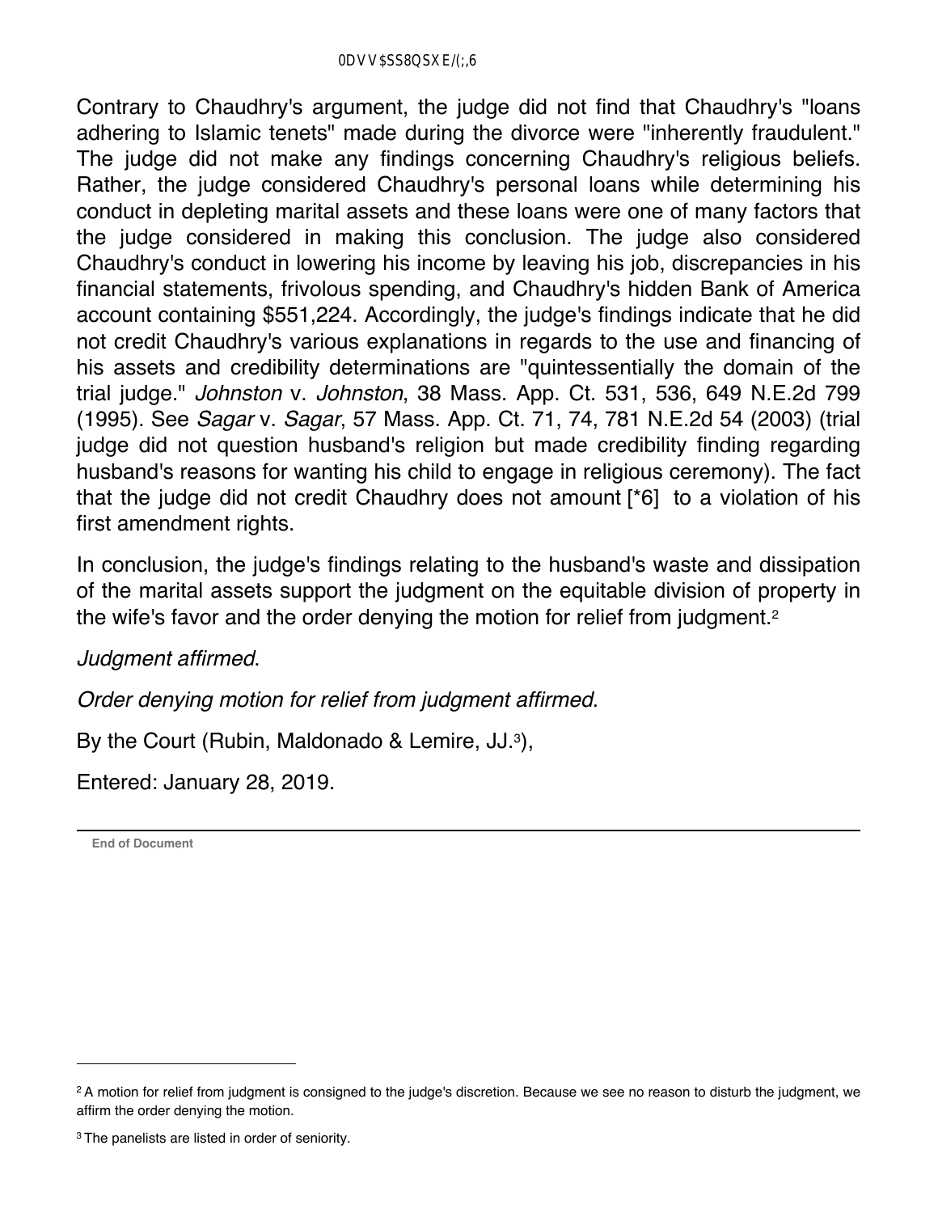Contrary to Chaudhry's argument, the judge did not find that Chaudhry's "loans adhering to Islamic tenets" made during the divorce were "inherently fraudulent." The judge did not make any findings concerning Chaudhry's religious beliefs. Rather, the judge considered Chaudhry's personal loans while determining his conduct in depleting marital assets and these loans were one of many factors that the judge considered in making this conclusion. The judge also considered Chaudhry's conduct in lowering his income by leaving his job, discrepancies in his financial statements, frivolous spending, and Chaudhry's hidden Bank of America account containing $551,224. Accordingly, the judge's findings indicate that he did not credit Chaudhry's various explanations in regards to the use and financing of his assets and credibility determinations are "quintessentially the domain of the trial judge." *Johnston* v. *Johnston*, 38 Mass. App. Ct. 531, 536, 649 N.E.2d 799 (1995). See *Sagar* v. *Sagar*, 57 Mass. App. Ct. 71, 74, 781 N.E.2d 54 (2003) (trial judge did not question husband's religion but made credibility finding regarding husband's reasons for wanting his child to engage in religious ceremony). The fact that the judge did not credit Chaudhry does not amount [*6] to a violation of his first amendment rights.

In conclusion, the judge's findings relating to the husband's waste and dissipation of the marital assets support the judgment on the equitable division of property in the wife's favor and the order denying the motion for relief from judgment.[2]

*Judgment affirmed*.

*Order denying motion for relief from judgment affirmed*.

By the Court (Rubin, Maldonado & Lemire, JJ.[3]),

Entered: January 28, 2019.

---

End of Document

[2] A motion for relief from judgment is consigned to the judge's discretion. Because we see no reason to disturb the judgment, we affirm the order denying the motion.

[3] The panelists are listed in order of seniority.